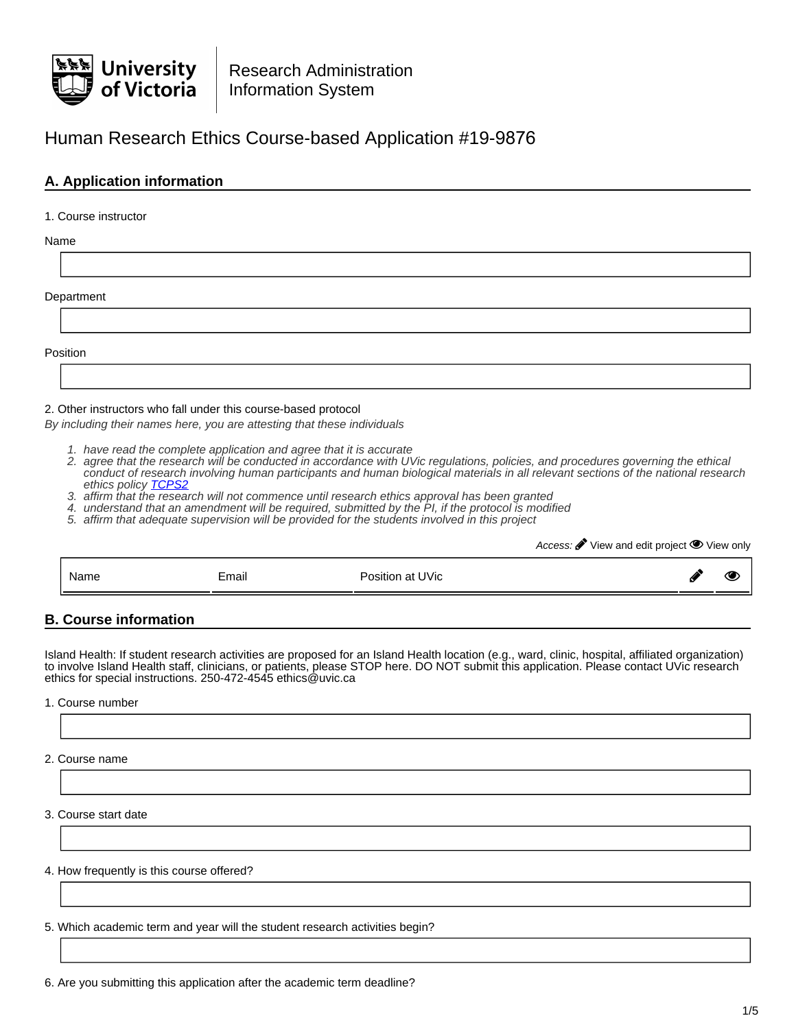University of Victoria | Research Administration Information System

# Human Research Ethics Course-based Application #19-9876

## A. Application information

1. Course instructor

Name

Department

Position

2. Other instructors who fall under this course-based protocol

*By including their names here, you are attesting that these individuals*

1. *have read the complete application and agree that it is accurate*
2. *agree that the research will be conducted in accordance with UVic regulations, policies, and procedures governing the ethical conduct of research involving human participants and human biological materials in all relevant sections of the national research ethics policy TCPS2*
3. *affirm that the research will not commence until research ethics approval has been granted*
4. *understand that an amendment will be required, submitted by the PI, if the protocol is modified*
5. *affirm that adequate supervision will be provided for the students involved in this project*

*Access:* ✎ View and edit project 👁 View only

| Name | Email | Position at UVic | ✎ | 👁 |
| --- | --- | --- | --- | --- |

## B. Course information

Island Health: If student research activities are proposed for an Island Health location (e.g., ward, clinic, hospital, affiliated organization) to involve Island Health staff, clinicians, or patients, please STOP here. DO NOT submit this application. Please contact UVic research ethics for special instructions. 250-472-4545 ethics@uvic.ca

1. Course number

2. Course name

3. Course start date

4. How frequently is this course offered?

5. Which academic term and year will the student research activities begin?

6. Are you submitting this application after the academic term deadline?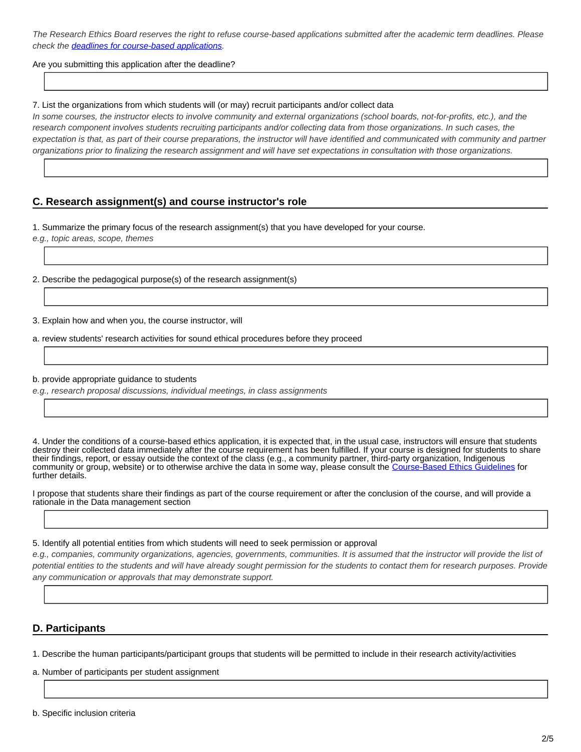*The Research Ethics Board reserves the right to refuse course-based applications submitted after the academic term deadlines. Please check the [deadlines for course-based applications](#).*

Are you submitting this application after the deadline?

7. List the organizations from which students will (or may) recruit participants and/or collect data

*In some courses, the instructor elects to involve community and external organizations (school boards, not-for-profits, etc.), and the research component involves students recruiting participants and/or collecting data from those organizations. In such cases, the expectation is that, as part of their course preparations, the instructor will have identified and communicated with community and partner organizations prior to finalizing the research assignment and will have set expectations in consultation with those organizations.*

## C. Research assignment(s) and course instructor's role

1. Summarize the primary focus of the research assignment(s) that you have developed for your course.

*e.g., topic areas, scope, themes*

2. Describe the pedagogical purpose(s) of the research assignment(s)

3. Explain how and when you, the course instructor, will

a. review students' research activities for sound ethical procedures before they proceed

b. provide appropriate guidance to students

*e.g., research proposal discussions, individual meetings, in class assignments*

4. Under the conditions of a course-based ethics application, it is expected that, in the usual case, instructors will ensure that students destroy their collected data immediately after the course requirement has been fulfilled. If your course is designed for students to share their findings, report, or essay outside the context of the class (e.g., a community partner, third-party organization, Indigenous community or group, website) or to otherwise archive the data in some way, please consult the [Course-Based Ethics Guidelines](#) for further details.

I propose that students share their findings as part of the course requirement or after the conclusion of the course, and will provide a rationale in the Data management section

5. Identify all potential entities from which students will need to seek permission or approval

*e.g., companies, community organizations, agencies, governments, communities. It is assumed that the instructor will provide the list of potential entities to the students and will have already sought permission for the students to contact them for research purposes. Provide any communication or approvals that may demonstrate support.*

## D. Participants

1. Describe the human participants/participant groups that students will be permitted to include in their research activity/activities

a. Number of participants per student assignment

b. Specific inclusion criteria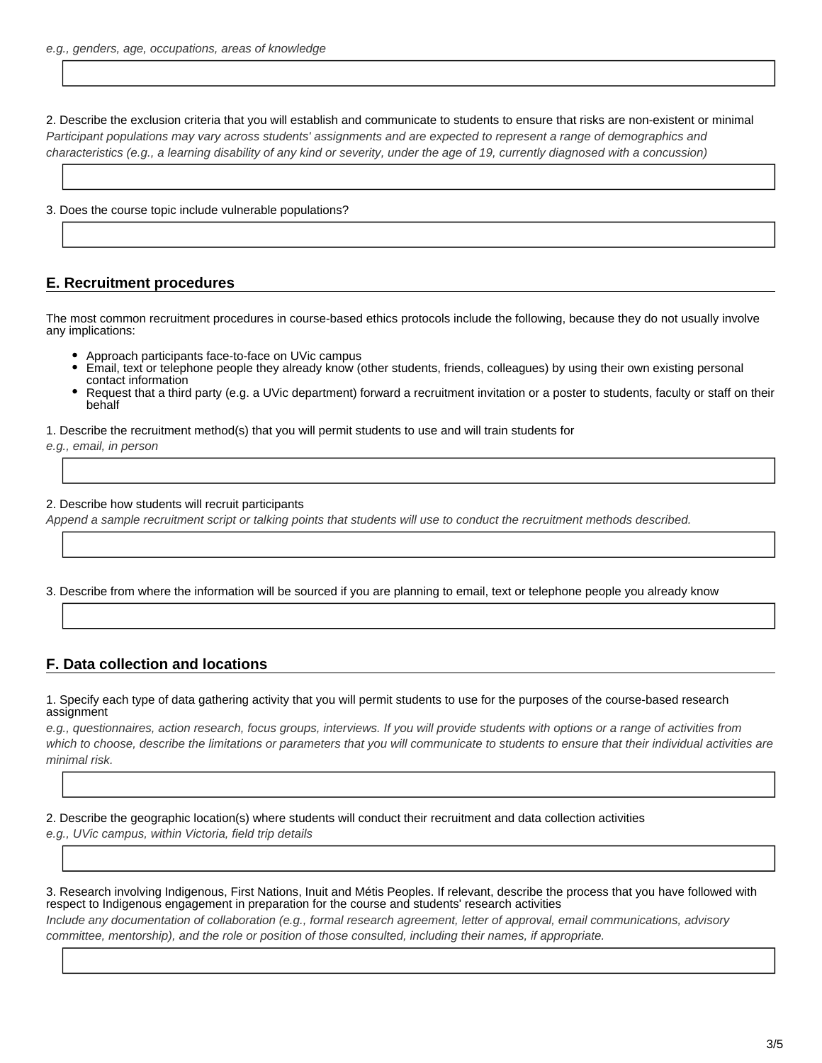*e.g., genders, age, occupations, areas of knowledge*

2. Describe the exclusion criteria that you will establish and communicate to students to ensure that risks are non-existent or minimal

*Participant populations may vary across students' assignments and are expected to represent a range of demographics and characteristics (e.g., a learning disability of any kind or severity, under the age of 19, currently diagnosed with a concussion)*

3. Does the course topic include vulnerable populations?

## E. Recruitment procedures

The most common recruitment procedures in course-based ethics protocols include the following, because they do not usually involve any implications:

- Approach participants face-to-face on UVic campus
- Email, text or telephone people they already know (other students, friends, colleagues) by using their own existing personal contact information
- Request that a third party (e.g. a UVic department) forward a recruitment invitation or a poster to students, faculty or staff on their behalf

1. Describe the recruitment method(s) that you will permit students to use and will train students for

*e.g., email, in person*

2. Describe how students will recruit participants

*Append a sample recruitment script or talking points that students will use to conduct the recruitment methods described.*

3. Describe from where the information will be sourced if you are planning to email, text or telephone people you already know

## F. Data collection and locations

1. Specify each type of data gathering activity that you will permit students to use for the purposes of the course-based research assignment

*e.g., questionnaires, action research, focus groups, interviews. If you will provide students with options or a range of activities from which to choose, describe the limitations or parameters that you will communicate to students to ensure that their individual activities are minimal risk.*

2. Describe the geographic location(s) where students will conduct their recruitment and data collection activities

*e.g., UVic campus, within Victoria, field trip details*

3. Research involving Indigenous, First Nations, Inuit and Métis Peoples. If relevant, describe the process that you have followed with respect to Indigenous engagement in preparation for the course and students' research activities

*Include any documentation of collaboration (e.g., formal research agreement, letter of approval, email communications, advisory committee, mentorship), and the role or position of those consulted, including their names, if appropriate.*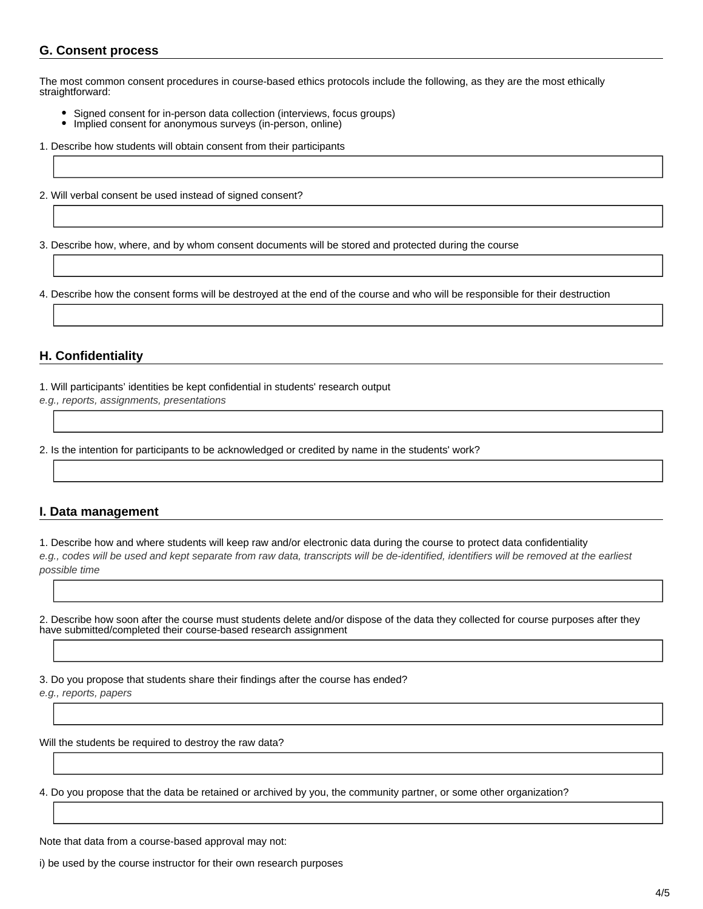## G. Consent process

The most common consent procedures in course-based ethics protocols include the following, as they are the most ethically straightforward:

- Signed consent for in-person data collection (interviews, focus groups)
- Implied consent for anonymous surveys (in-person, online)

1. Describe how students will obtain consent from their participants

2. Will verbal consent be used instead of signed consent?

3. Describe how, where, and by whom consent documents will be stored and protected during the course

4. Describe how the consent forms will be destroyed at the end of the course and who will be responsible for their destruction

## H. Confidentiality

1. Will participants' identities be kept confidential in students' research output
*e.g., reports, assignments, presentations*

2. Is the intention for participants to be acknowledged or credited by name in the students' work?

## I. Data management

1. Describe how and where students will keep raw and/or electronic data during the course to protect data confidentiality
*e.g., codes will be used and kept separate from raw data, transcripts will be de-identified, identifiers will be removed at the earliest possible time*

2. Describe how soon after the course must students delete and/or dispose of the data they collected for course purposes after they have submitted/completed their course-based research assignment

3. Do you propose that students share their findings after the course has ended?
*e.g., reports, papers*

Will the students be required to destroy the raw data?

4. Do you propose that the data be retained or archived by you, the community partner, or some other organization?

Note that data from a course-based approval may not:

i) be used by the course instructor for their own research purposes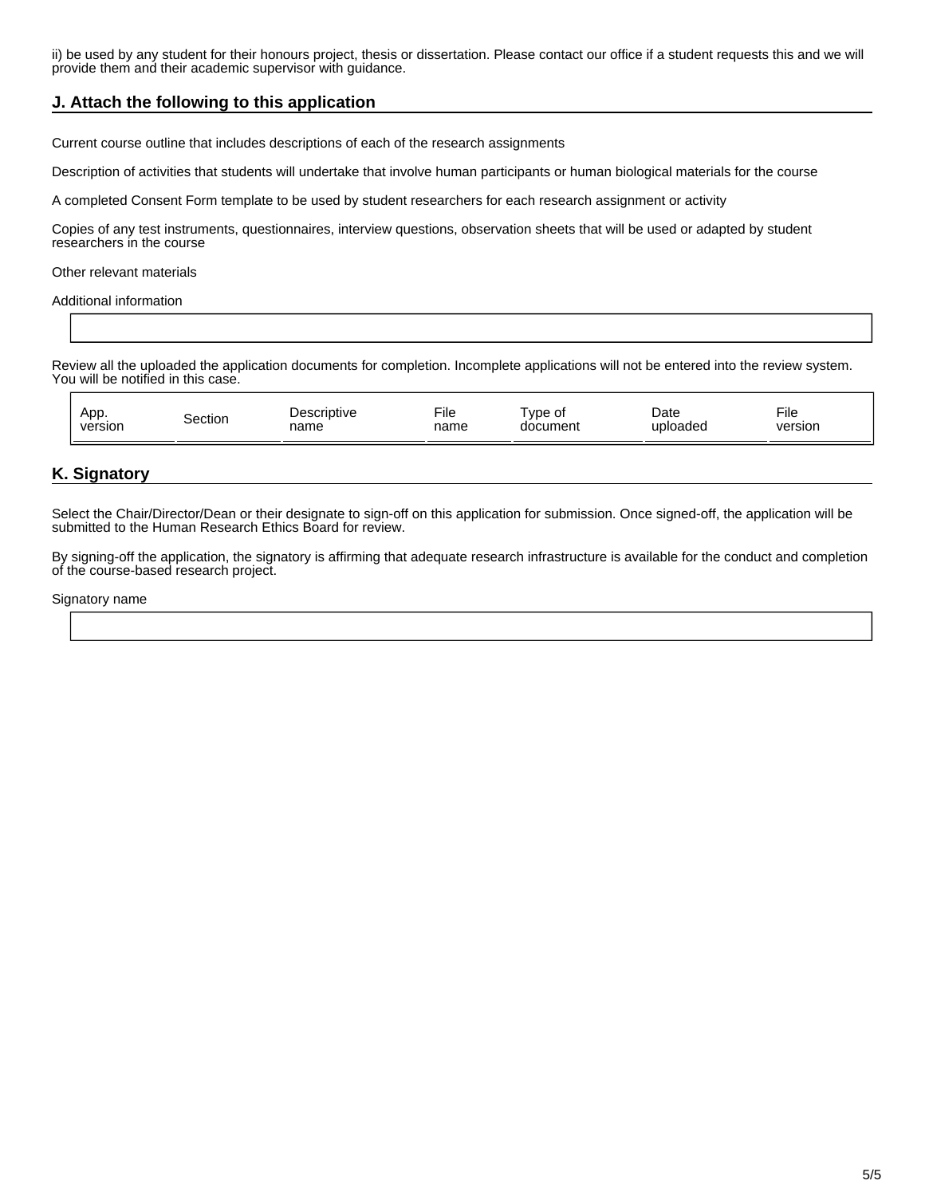ii) be used by any student for their honours project, thesis or dissertation. Please contact our office if a student requests this and we will provide them and their academic supervisor with guidance.

## J. Attach the following to this application

Current course outline that includes descriptions of each of the research assignments

Description of activities that students will undertake that involve human participants or human biological materials for the course

A completed Consent Form template to be used by student researchers for each research assignment or activity

Copies of any test instruments, questionnaires, interview questions, observation sheets that will be used or adapted by student researchers in the course

Other relevant materials

Additional information

Review all the uploaded the application documents for completion. Incomplete applications will not be entered into the review system. You will be notified in this case.

| App. version | Section | Descriptive name | File name | Type of document | Date uploaded | File version |
|---|---|---|---|---|---|---|

## K. Signatory

Select the Chair/Director/Dean or their designate to sign-off on this application for submission. Once signed-off, the application will be submitted to the Human Research Ethics Board for review.

By signing-off the application, the signatory is affirming that adequate research infrastructure is available for the conduct and completion of the course-based research project.

Signatory name